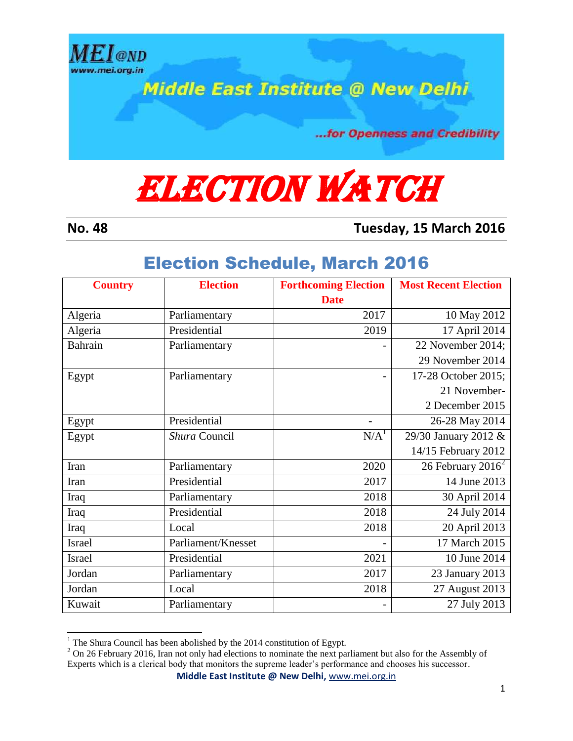MEI@ND
www.mei.org.in

Middle East Institute @ New Delhi

...for Openness and Credibility

# ELECTION WATCH

**No. 48** **Tuesday, 15 March 2016**

## Election Schedule, March 2016

| Country | Election | Forthcoming Election Date | Most Recent Election |
|---|---|---|---|
| Algeria | Parliamentary | 2017 | 10 May 2012 |
| Algeria | Presidential | 2019 | 17 April 2014 |
| Bahrain | Parliamentary | - | 22 November 2014; 29 November 2014 |
| Egypt | Parliamentary | - | 17-28 October 2015; 21 November-2 December 2015 |
| Egypt | Presidential | - | 26-28 May 2014 |
| Egypt | *Shura* Council | N/A[1] | 29/30 January 2012 & 14/15 February 2012 |
| Iran | Parliamentary | 2020 | 26 February 2016[2] |
| Iran | Presidential | 2017 | 14 June 2013 |
| Iraq | Parliamentary | 2018 | 30 April 2014 |
| Iraq | Presidential | 2018 | 24 July 2014 |
| Iraq | Local | 2018 | 20 April 2013 |
| Israel | Parliament/Knesset | - | 17 March 2015 |
| Israel | Presidential | 2021 | 10 June 2014 |
| Jordan | Parliamentary | 2017 | 23 January 2013 |
| Jordan | Local | 2018 | 27 August 2013 |
| Kuwait | Parliamentary | - | 27 July 2013 |

[1] The Shura Council has been abolished by the 2014 constitution of Egypt.

[2] On 26 February 2016, Iran not only had elections to nominate the next parliament but also for the Assembly of Experts which is a clerical body that monitors the supreme leader's performance and chooses his successor.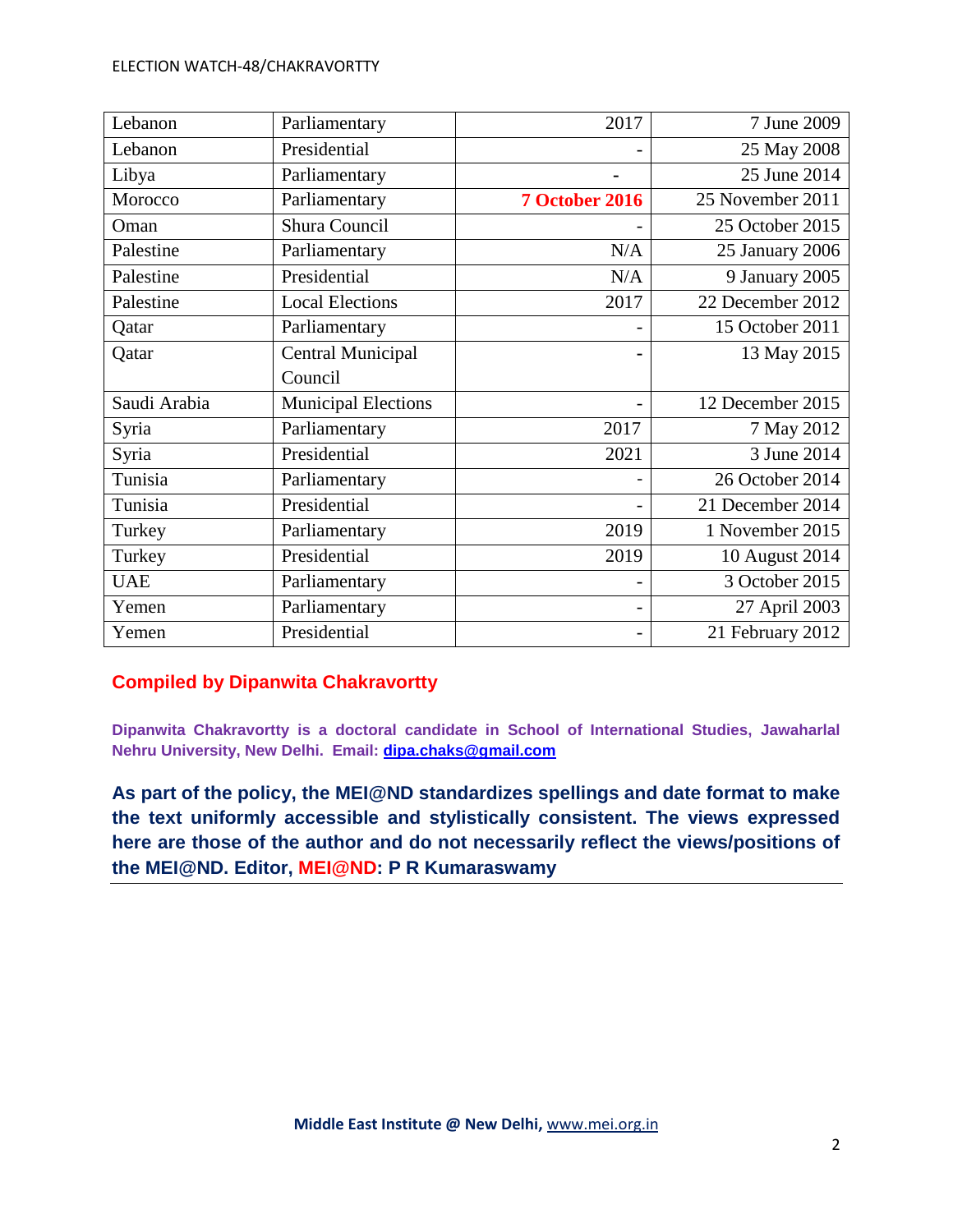| | | | |
|---|---|---|---|
| Lebanon | Parliamentary | 2017 | 7 June 2009 |
| Lebanon | Presidential | - | 25 May 2008 |
| Libya | Parliamentary | - | 25 June 2014 |
| Morocco | Parliamentary | **7 October 2016** | 25 November 2011 |
| Oman | Shura Council | - | 25 October 2015 |
| Palestine | Parliamentary | N/A | 25 January 2006 |
| Palestine | Presidential | N/A | 9 January 2005 |
| Palestine | Local Elections | 2017 | 22 December 2012 |
| Qatar | Parliamentary | - | 15 October 2011 |
| Qatar | Central Municipal Council | - | 13 May 2015 |
| Saudi Arabia | Municipal Elections | - | 12 December 2015 |
| Syria | Parliamentary | 2017 | 7 May 2012 |
| Syria | Presidential | 2021 | 3 June 2014 |
| Tunisia | Parliamentary | - | 26 October 2014 |
| Tunisia | Presidential | - | 21 December 2014 |
| Turkey | Parliamentary | 2019 | 1 November 2015 |
| Turkey | Presidential | 2019 | 10 August 2014 |
| UAE | Parliamentary | - | 3 October 2015 |
| Yemen | Parliamentary | - | 27 April 2003 |
| Yemen | Presidential | - | 21 February 2012 |

**Compiled by Dipanwita Chakravortty**

**Dipanwita Chakravortty is a doctoral candidate in School of International Studies, Jawaharlal Nehru University, New Delhi. Email: dipa.chaks@gmail.com**

**As part of the policy, the MEI@ND standardizes spellings and date format to make the text uniformly accessible and stylistically consistent. The views expressed here are those of the author and do not necessarily reflect the views/positions of the MEI@ND. Editor, MEI@ND: P R Kumaraswamy**